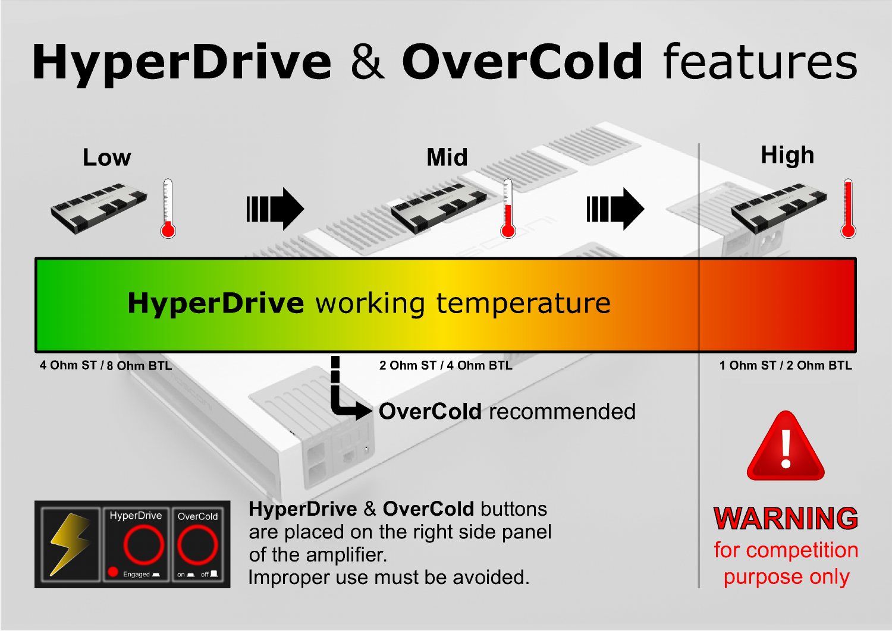# HyperDrive & OverCold features

Low

Mid

High

**HyperDrive** working temperature

4 Ohm ST / 8 Ohm BTL

2 Ohm ST / 4 Ohm BTL

1 Ohm ST / 2 Ohm BTL

**OverCold** recommended

HyperDrive

Engaged

OverCold

on off

**HyperDrive** & **OverCold** buttons are placed on the right side panel of the amplifier.
Improper use must be avoided.

**WARNING**
for competition purpose only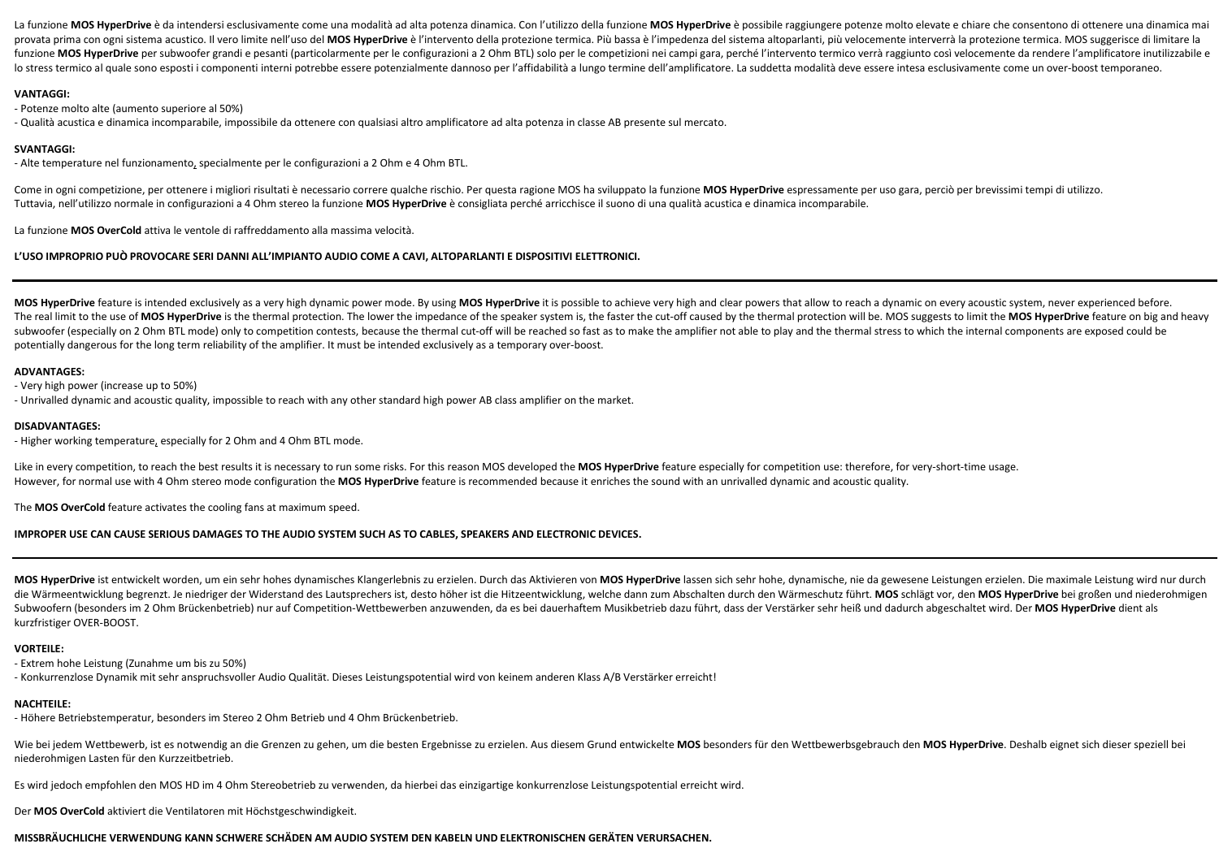La funzione **MOS HyperDrive** è da intendersi esclusivamente come una modalità ad alta potenza dinamica. Con l'utilizzo della funzione **MOS HyperDrive** è possibile raggiungere potenze molto elevate e chiare che consentono di ottenere una dinamica mai provata prima con ogni sistema acustico. Il vero limite nell'uso del **MOS HyperDrive** è l'intervento della protezione termica. Più bassa è l'impedenza del sistema altoparlanti, più velocemente interverrà la protezione termica. MOS suggerisce di limitare la funzione **MOS HyperDrive** per subwoofer grandi e pesanti (particolarmente per le configurazioni a 2 Ohm BTL) solo per le competizioni nei campi gara, perché l'intervento termico verrà raggiunto così velocemente da rendere l'amplificatore inutilizzabile e lo stress termico al quale sono esposti i componenti interni potrebbe essere potenzialmente dannoso per l'affidabilità a lungo termine dell'amplificatore. La suddetta modalità deve essere intesa esclusivamente come un over-boost temporaneo.

**VANTAGGI:**

- Potenze molto alte (aumento superiore al 50%)
- Qualità acustica e dinamica incomparabile, impossibile da ottenere con qualsiasi altro amplificatore ad alta potenza in classe AB presente sul mercato.

**SVANTAGGI:**

- Alte temperature nel funzionamento, specialmente per le configurazioni a 2 Ohm e 4 Ohm BTL.

Come in ogni competizione, per ottenere i migliori risultati è necessario correre qualche rischio. Per questa ragione MOS ha sviluppato la funzione **MOS HyperDrive** espressamente per uso gara, perciò per brevissimi tempi di utilizzo.
Tuttavia, nell'utilizzo normale in configurazioni a 4 Ohm stereo la funzione **MOS HyperDrive** è consigliata perché arricchisce il suono di una qualità acustica e dinamica incomparabile.

La funzione **MOS OverCold** attiva le ventole di raffreddamento alla massima velocità.

**L'USO IMPROPRIO PUÒ PROVOCARE SERI DANNI ALL'IMPIANTO AUDIO COME A CAVI, ALTOPARLANTI E DISPOSITIVI ELETTRONICI.**

---

**MOS HyperDrive** feature is intended exclusively as a very high dynamic power mode. By using **MOS HyperDrive** it is possible to achieve very high and clear powers that allow to reach a dynamic on every acoustic system, never experienced before. The real limit to the use of **MOS HyperDrive** is the thermal protection. The lower the impedance of the speaker system is, the faster the cut-off caused by the thermal protection will be. MOS suggests to limit the **MOS HyperDrive** feature on big and heavy subwoofer (especially on 2 Ohm BTL mode) only to competition contests, because the thermal cut-off will be reached so fast as to make the amplifier not able to play and the thermal stress to which the internal components are exposed could be potentially dangerous for the long term reliability of the amplifier. It must be intended exclusively as a temporary over-boost.

**ADVANTAGES:**

- Very high power (increase up to 50%)
- Unrivalled dynamic and acoustic quality, impossible to reach with any other standard high power AB class amplifier on the market.

**DISADVANTAGES:**

- Higher working temperature, especially for 2 Ohm and 4 Ohm BTL mode.

Like in every competition, to reach the best results it is necessary to run some risks. For this reason MOS developed the **MOS HyperDrive** feature especially for competition use: therefore, for very-short-time usage.
However, for normal use with 4 Ohm stereo mode configuration the **MOS HyperDrive** feature is recommended because it enriches the sound with an unrivalled dynamic and acoustic quality.

The **MOS OverCold** feature activates the cooling fans at maximum speed.

**IMPROPER USE CAN CAUSE SERIOUS DAMAGES TO THE AUDIO SYSTEM SUCH AS TO CABLES, SPEAKERS AND ELECTRONIC DEVICES.**

---

**MOS HyperDrive** ist entwickelt worden, um ein sehr hohes dynamisches Klangerlebnis zu erzielen. Durch das Aktivieren von **MOS HyperDrive** lassen sich sehr hohe, dynamische, nie da gewesene Leistungen erzielen. Die maximale Leistung wird nur durch die Wärmeentwicklung begrenzt. Je niedriger der Widerstand des Lautsprechers ist, desto höher ist die Hitzeentwicklung, welche dann zum Abschalten durch den Wärmeschutz führt. **MOS** schlägt vor, den **MOS HyperDrive** bei großen und niederohmigen Subwoofern (besonders im 2 Ohm Brückenbetrieb) nur auf Competition-Wettbewerben anzuwenden, da es bei dauerhaftem Musikbetrieb dazu führt, dass der Verstärker sehr heiß und dadurch abgeschaltet wird. Der **MOS HyperDrive** dient als kurzfristiger OVER-BOOST.

**VORTEILE:**

- Extrem hohe Leistung (Zunahme um bis zu 50%)
- Konkurrenzlose Dynamik mit sehr anspruchsvoller Audio Qualität. Dieses Leistungspotential wird von keinem anderen Klass A/B Verstärker erreicht!

**NACHTEILE:**

- Höhere Betriebstemperatur, besonders im Stereo 2 Ohm Betrieb und 4 Ohm Brückenbetrieb.

Wie bei jedem Wettbewerb, ist es notwendig an die Grenzen zu gehen, um die besten Ergebnisse zu erzielen. Aus diesem Grund entwickelte **MOS** besonders für den Wettbewerbsgebrauch den **MOS HyperDrive**. Deshalb eignet sich dieser speziell bei niederohmigen Lasten für den Kurzzeitbetrieb.

Es wird jedoch empfohlen den MOS HD im 4 Ohm Stereobetrieb zu verwenden, da hierbei das einzigartige konkurrenzlose Leistungspotential erreicht wird.

Der **MOS OverCold** aktiviert die Ventilatoren mit Höchstgeschwindigkeit.

**MISSBRÄUCHLICHE VERWENDUNG KANN SCHWERE SCHÄDEN AM AUDIO SYSTEM DEN KABELN UND ELEKTRONISCHEN GERÄTEN VERURSACHEN.**